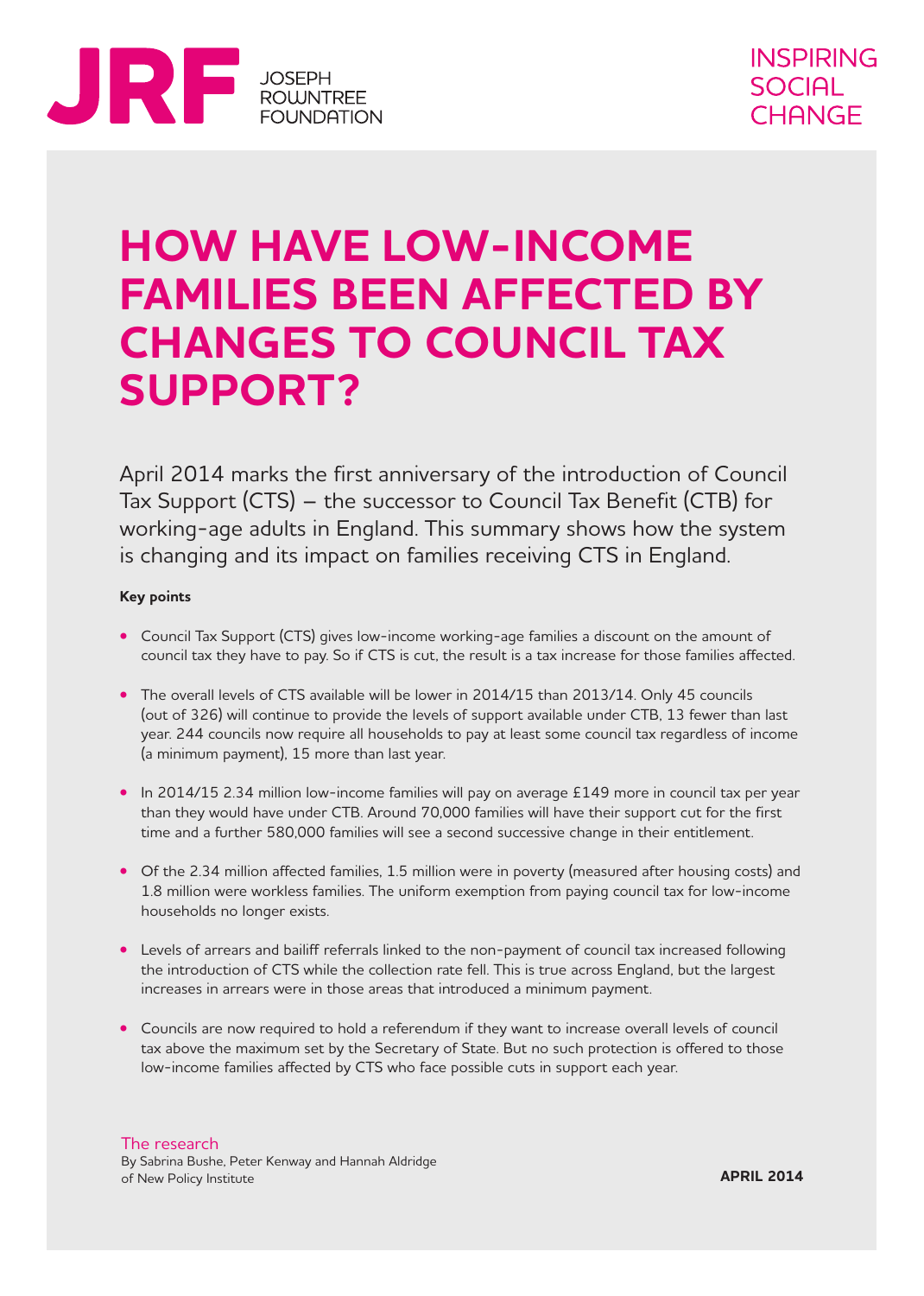JRF JOSEPH ROWNTREE FOUNDATION

INSPIRING SOCIAL CHANGE

# HOW HAVE LOW-INCOME FAMILIES BEEN AFFECTED BY CHANGES TO COUNCIL TAX SUPPORT?

April 2014 marks the first anniversary of the introduction of Council Tax Support (CTS) – the successor to Council Tax Benefit (CTB) for working-age adults in England. This summary shows how the system is changing and its impact on families receiving CTS in England.

**Key points**

- Council Tax Support (CTS) gives low-income working-age families a discount on the amount of council tax they have to pay. So if CTS is cut, the result is a tax increase for those families affected.
- The overall levels of CTS available will be lower in 2014/15 than 2013/14. Only 45 councils (out of 326) will continue to provide the levels of support available under CTB, 13 fewer than last year. 244 councils now require all households to pay at least some council tax regardless of income (a minimum payment), 15 more than last year.
- In 2014/15 2.34 million low-income families will pay on average £149 more in council tax per year than they would have under CTB. Around 70,000 families will have their support cut for the first time and a further 580,000 families will see a second successive change in their entitlement.
- Of the 2.34 million affected families, 1.5 million were in poverty (measured after housing costs) and 1.8 million were workless families. The uniform exemption from paying council tax for low-income households no longer exists.
- Levels of arrears and bailiff referrals linked to the non-payment of council tax increased following the introduction of CTS while the collection rate fell. This is true across England, but the largest increases in arrears were in those areas that introduced a minimum payment.
- Councils are now required to hold a referendum if they want to increase overall levels of council tax above the maximum set by the Secretary of State. But no such protection is offered to those low-income families affected by CTS who face possible cuts in support each year.

The research
By Sabrina Bushe, Peter Kenway and Hannah Aldridge of New Policy Institute

**APRIL 2014**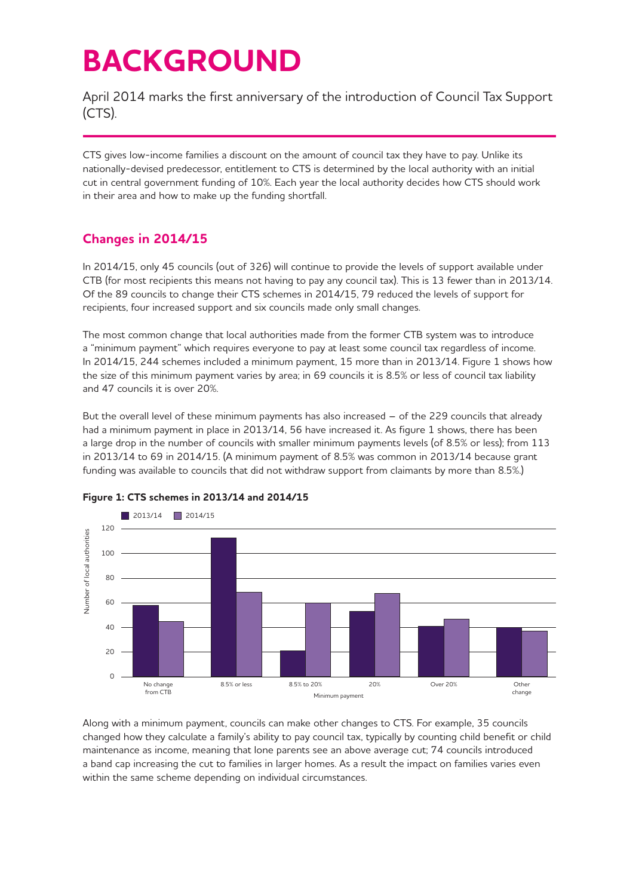# BACKGROUND

April 2014 marks the first anniversary of the introduction of Council Tax Support (CTS).

CTS gives low-income families a discount on the amount of council tax they have to pay. Unlike its nationally-devised predecessor, entitlement to CTS is determined by the local authority with an initial cut in central government funding of 10%. Each year the local authority decides how CTS should work in their area and how to make up the funding shortfall.

## Changes in 2014/15

In 2014/15, only 45 councils (out of 326) will continue to provide the levels of support available under CTB (for most recipients this means not having to pay any council tax). This is 13 fewer than in 2013/14. Of the 89 councils to change their CTS schemes in 2014/15, 79 reduced the levels of support for recipients, four increased support and six councils made only small changes.

The most common change that local authorities made from the former CTB system was to introduce a "minimum payment" which requires everyone to pay at least some council tax regardless of income. In 2014/15, 244 schemes included a minimum payment, 15 more than in 2013/14. Figure 1 shows how the size of this minimum payment varies by area; in 69 councils it is 8.5% or less of council tax liability and 47 councils it is over 20%.

But the overall level of these minimum payments has also increased – of the 229 councils that already had a minimum payment in place in 2013/14, 56 have increased it. As figure 1 shows, there has been a large drop in the number of councils with smaller minimum payments levels (of 8.5% or less); from 113 in 2013/14 to 69 in 2014/15. (A minimum payment of 8.5% was common in 2013/14 because grant funding was available to councils that did not withdraw support from claimants by more than 8.5%.)

**Figure 1: CTS schemes in 2013/14 and 2014/15**

| Minimum payment | 2013/14 | 2014/15 |
|---|---|---|
| No change from CTB | 58 | 45 |
| 8.5% or less | 113 | 69 |
| 8.5% to 20% | 21 | 60 |
| 20% | 53 | 68 |
| Over 20% | 41 | 47 |
| Other change | 40 | 37 |

Along with a minimum payment, councils can make other changes to CTS. For example, 35 councils changed how they calculate a family's ability to pay council tax, typically by counting child benefit or child maintenance as income, meaning that lone parents see an above average cut; 74 councils introduced a band cap increasing the cut to families in larger homes. As a result the impact on families varies even within the same scheme depending on individual circumstances.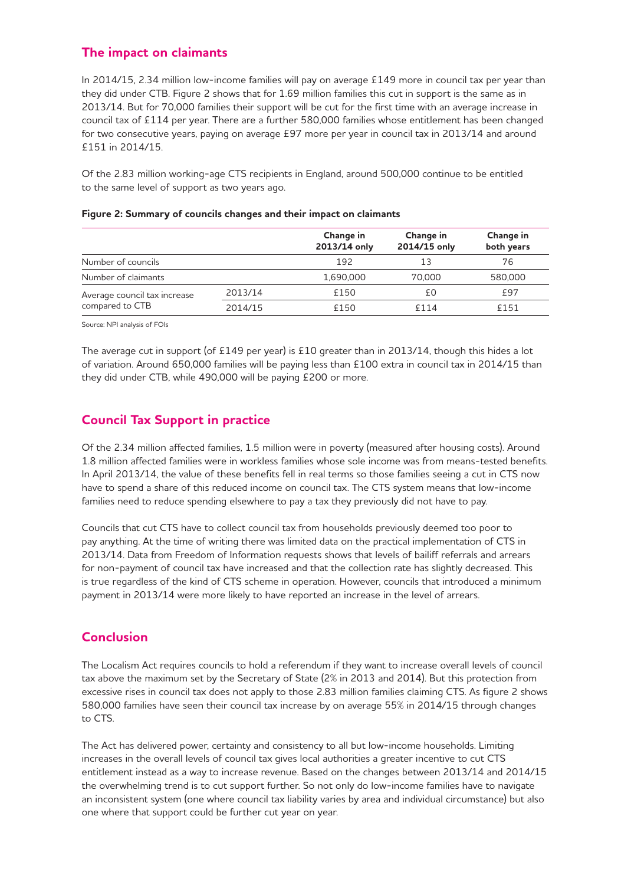## The impact on claimants

In 2014/15, 2.34 million low-income families will pay on average £149 more in council tax per year than they did under CTB. Figure 2 shows that for 1.69 million families this cut in support is the same as in 2013/14. But for 70,000 families their support will be cut for the first time with an average increase in council tax of £114 per year. There are a further 580,000 families whose entitlement has been changed for two consecutive years, paying on average £97 more per year in council tax in 2013/14 and around £151 in 2014/15.

Of the 2.83 million working-age CTS recipients in England, around 500,000 continue to be entitled to the same level of support as two years ago.

**Figure 2: Summary of councils changes and their impact on claimants**

| | | Change in 2013/14 only | Change in 2014/15 only | Change in both years |
|---|---|---|---|---|
| Number of councils | | 192 | 13 | 76 |
| Number of claimants | | 1,690,000 | 70,000 | 580,000 |
| Average council tax increase compared to CTB | 2013/14 | £150 | £0 | £97 |
| | 2014/15 | £150 | £114 | £151 |

Source: NPI analysis of FOIs

The average cut in support (of £149 per year) is £10 greater than in 2013/14, though this hides a lot of variation. Around 650,000 families will be paying less than £100 extra in council tax in 2014/15 than they did under CTB, while 490,000 will be paying £200 or more.

## Council Tax Support in practice

Of the 2.34 million affected families, 1.5 million were in poverty (measured after housing costs). Around 1.8 million affected families were in workless families whose sole income was from means-tested benefits. In April 2013/14, the value of these benefits fell in real terms so those families seeing a cut in CTS now have to spend a share of this reduced income on council tax. The CTS system means that low-income families need to reduce spending elsewhere to pay a tax they previously did not have to pay.

Councils that cut CTS have to collect council tax from households previously deemed too poor to pay anything. At the time of writing there was limited data on the practical implementation of CTS in 2013/14. Data from Freedom of Information requests shows that levels of bailiff referrals and arrears for non-payment of council tax have increased and that the collection rate has slightly decreased. This is true regardless of the kind of CTS scheme in operation. However, councils that introduced a minimum payment in 2013/14 were more likely to have reported an increase in the level of arrears.

## Conclusion

The Localism Act requires councils to hold a referendum if they want to increase overall levels of council tax above the maximum set by the Secretary of State (2% in 2013 and 2014). But this protection from excessive rises in council tax does not apply to those 2.83 million families claiming CTS. As figure 2 shows 580,000 families have seen their council tax increase by on average 55% in 2014/15 through changes to CTS.

The Act has delivered power, certainty and consistency to all but low-income households. Limiting increases in the overall levels of council tax gives local authorities a greater incentive to cut CTS entitlement instead as a way to increase revenue. Based on the changes between 2013/14 and 2014/15 the overwhelming trend is to cut support further. So not only do low-income families have to navigate an inconsistent system (one where council tax liability varies by area and individual circumstance) but also one where that support could be further cut year on year.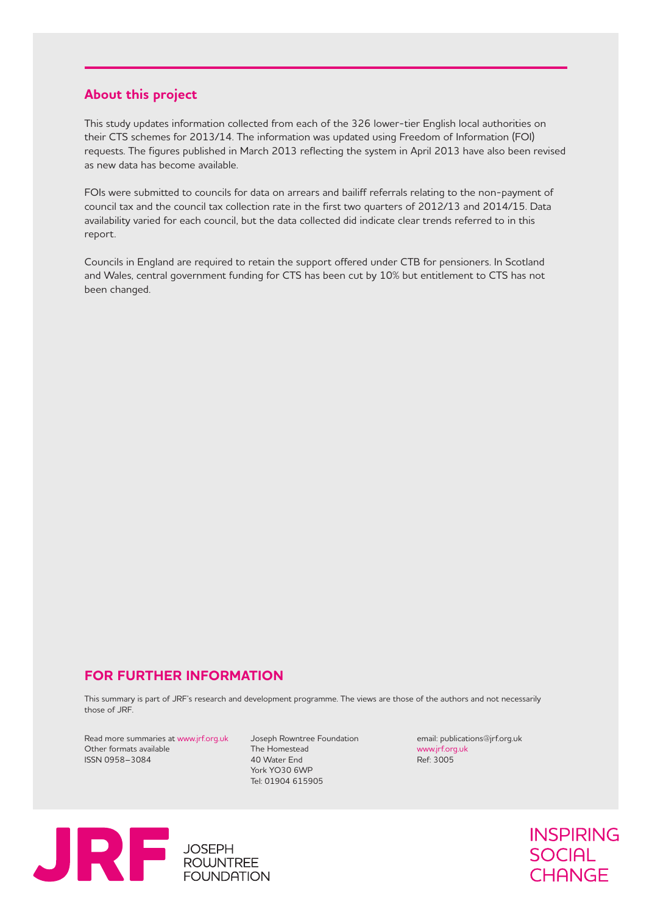## About this project

This study updates information collected from each of the 326 lower-tier English local authorities on their CTS schemes for 2013/14. The information was updated using Freedom of Information (FOI) requests. The figures published in March 2013 reflecting the system in April 2013 have also been revised as new data has become available.

FOIs were submitted to councils for data on arrears and bailiff referrals relating to the non-payment of council tax and the council tax collection rate in the first two quarters of 2012/13 and 2014/15. Data availability varied for each council, but the data collected did indicate clear trends referred to in this report.

Councils in England are required to retain the support offered under CTB for pensioners. In Scotland and Wales, central government funding for CTS has been cut by 10% but entitlement to CTS has not been changed.

## FOR FURTHER INFORMATION

This summary is part of JRF's research and development programme. The views are those of the authors and not necessarily those of JRF.

Read more summaries at www.jrf.org.uk
Other formats available
ISSN 0958–3084

Joseph Rowntree Foundation
The Homestead
40 Water End
York YO30 6WP
Tel: 01904 615905

email: publications@jrf.org.uk
www.jrf.org.uk
Ref: 3005

JRF JOSEPH ROWNTREE FOUNDATION

INSPIRING SOCIAL CHANGE